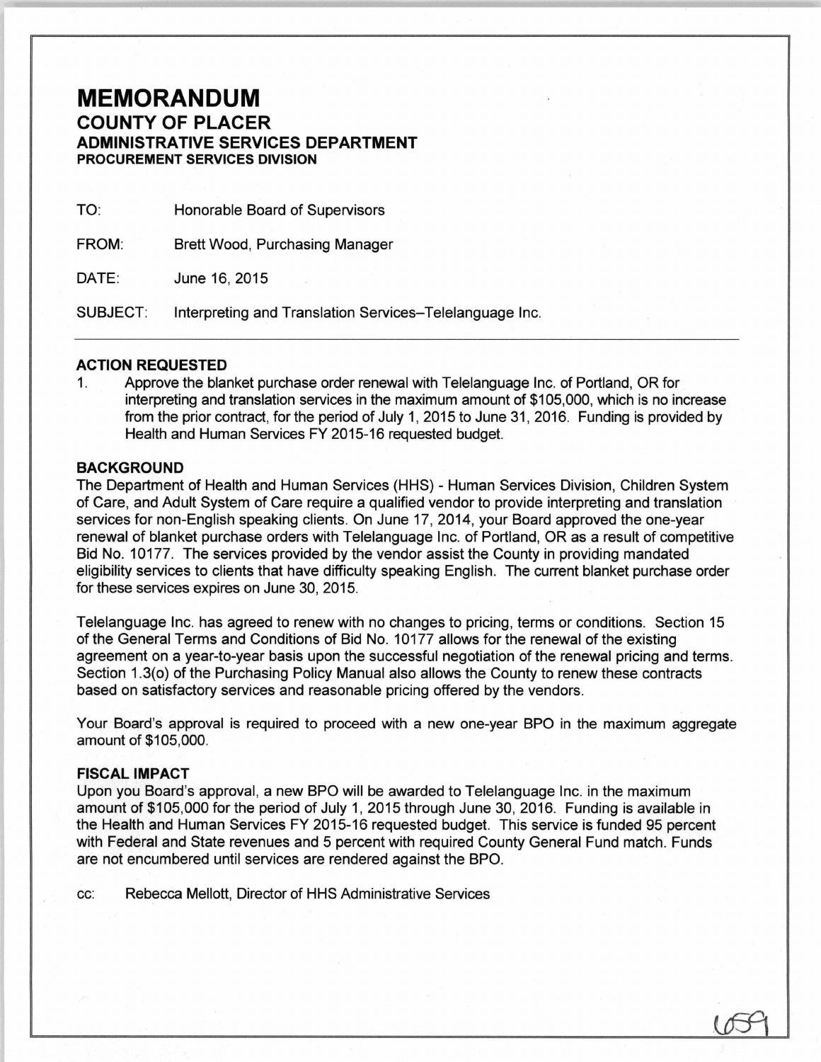# MEMORANDUM

## COUNTY OF PLACER

### ADMINISTRATIVE SERVICES DEPARTMENT

**PROCUREMENT SERVICES DIVISION**

TO: Honorable Board of Supervisors

FROM: Brett Wood, Purchasing Manager

DATE: June 16, 2015

SUBJECT: Interpreting and Translation Services–Telelanguage Inc.

---

**ACTION REQUESTED**

1. Approve the blanket purchase order renewal with Telelanguage Inc. of Portland, OR for interpreting and translation services in the maximum amount of $105,000, which is no increase from the prior contract, for the period of July 1, 2015 to June 31, 2016. Funding is provided by Health and Human Services FY 2015-16 requested budget.

**BACKGROUND**

The Department of Health and Human Services (HHS) - Human Services Division, Children System of Care, and Adult System of Care require a qualified vendor to provide interpreting and translation services for non-English speaking clients. On June 17, 2014, your Board approved the one-year renewal of blanket purchase orders with Telelanguage Inc. of Portland, OR as a result of competitive Bid No. 10177. The services provided by the vendor assist the County in providing mandated eligibility services to clients that have difficulty speaking English. The current blanket purchase order for these services expires on June 30, 2015.

Telelanguage Inc. has agreed to renew with no changes to pricing, terms or conditions. Section 15 of the General Terms and Conditions of Bid No. 10177 allows for the renewal of the existing agreement on a year-to-year basis upon the successful negotiation of the renewal pricing and terms. Section 1.3(o) of the Purchasing Policy Manual also allows the County to renew these contracts based on satisfactory services and reasonable pricing offered by the vendors.

Your Board's approval is required to proceed with a new one-year BPO in the maximum aggregate amount of $105,000.

**FISCAL IMPACT**

Upon you Board's approval, a new BPO will be awarded to Telelanguage Inc. in the maximum amount of $105,000 for the period of July 1, 2015 through June 30, 2016. Funding is available in the Health and Human Services FY 2015-16 requested budget. This service is funded 95 percent with Federal and State revenues and 5 percent with required County General Fund match. Funds are not encumbered until services are rendered against the BPO.

cc: Rebecca Mellott, Director of HHS Administrative Services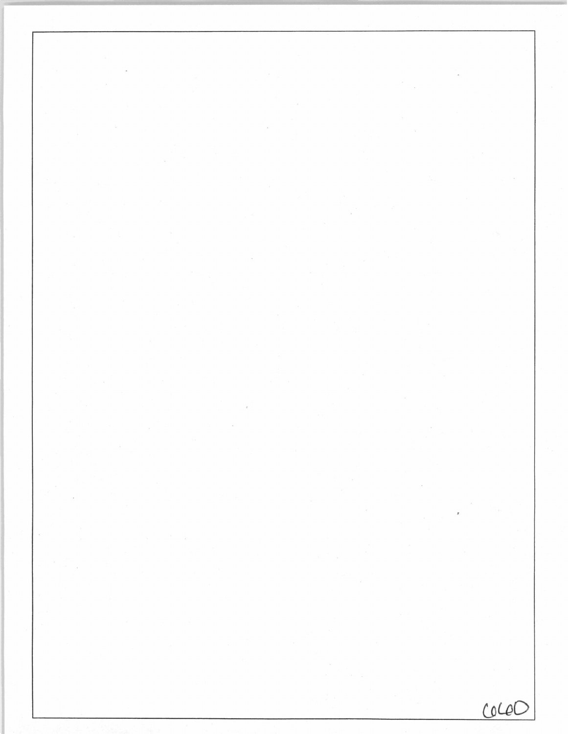COLOD